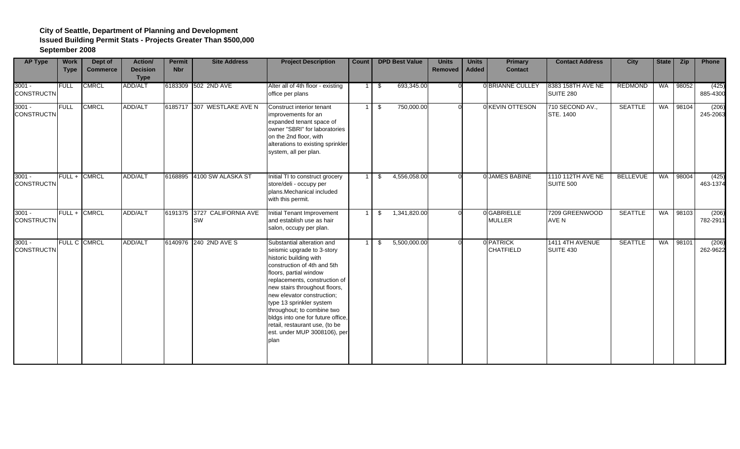**City of Seattle, Department of Planning and Development**
**Issued Building Permit Stats - Projects Greater Than $500,000**
**September 2008**

| AP Type | Work Type | Dept of Commerce | Action/ Decision Type | Permit Nbr | Site Address | Project Description | Count | DPD Best Value | Units Removed | Units Added | Primary Contact | Contact Address | City | State | Zip | Phone |
|---|---|---|---|---|---|---|---|---|---|---|---|---|---|---|---|---|
| 3001 - CONSTRUCTN | FULL | CMRCL | ADD/ALT | 6183309 | 502 2ND AVE | Alter all of 4th floor - existing office per plans | 1 | $ 693,345.00 | 0 | 0 | BRIANNE CULLEY | 8383 158TH AVE NE SUITE 280 | REDMOND | WA | 98052 | (425) 885-4300 |
| 3001 - CONSTRUCTN | FULL | CMRCL | ADD/ALT | 6185717 | 307 WESTLAKE AVE N | Construct interior tenant improvements for an expanded tenant space of owner "SBRI" for laboratories on the 2nd floor, with alterations to existing sprinkler system, all per plan. | 1 | $ 750,000.00 | 0 | 0 | KEVIN OTTESON | 710 SECOND AV., STE. 1400 | SEATTLE | WA | 98104 | (206) 245-2063 |
| 3001 - CONSTRUCTN | FULL + | CMRCL | ADD/ALT | 6168895 | 4100 SW ALASKA ST | Initial TI to construct grocery store/deli - occupy per plans.Mechanical included with this permit. | 1 | $ 4,556,058.00 | 0 | 0 | JAMES BABINE | 1110 112TH AVE NE SUITE 500 | BELLEVUE | WA | 98004 | (425) 463-1374 |
| 3001 - CONSTRUCTN | FULL + | CMRCL | ADD/ALT | 6191375 | 3727 CALIFORNIA AVE SW | Initial Tenant Improvement and establish use as hair salon, occupy per plan. | 1 | $ 1,341,820.00 | 0 | 0 | GABRIELLE MULLER | 7209 GREENWOOD AVE N | SEATTLE | WA | 98103 | (206) 782-2911 |
| 3001 - CONSTRUCTN | FULL C | CMRCL | ADD/ALT | 6140976 | 240 2ND AVE S | Substantial alteration and seismic upgrade to 3-story historic building with construction of 4th and 5th floors, partial window replacements, construction of new stairs throughout floors, new elevator construction; type 13 sprinkler system throughout; to combine two bldgs into one for future office, retail, restaurant use, (to be est. under MUP 3008106), per plan | 1 | $ 5,500,000.00 | 0 | 0 | PATRICK CHATFIELD | 1411 4TH AVENUE SUITE 430 | SEATTLE | WA | 98101 | (206) 262-9622 |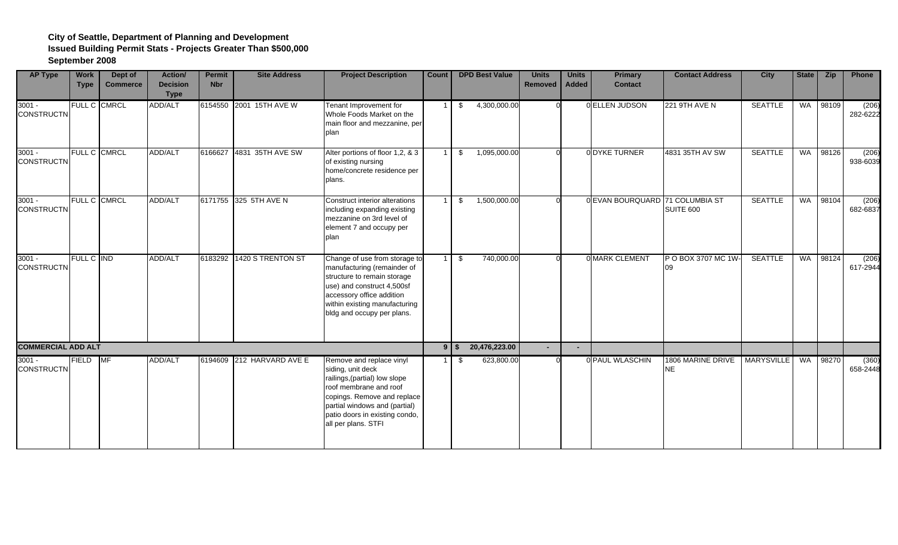**City of Seattle, Department of Planning and Development**
**Issued Building Permit Stats - Projects Greater Than $500,000**
**September 2008**

| AP Type | Work Type | Dept of Commerce | Action/ Decision Type | Permit Nbr | Site Address | Project Description | Count | DPD Best Value | Units Removed | Units Added | Primary Contact | Contact Address | City | State | Zip | Phone |
|---|---|---|---|---|---|---|---|---|---|---|---|---|---|---|---|---|
| 3001 - CONSTRUCTN | FULL C | CMRCL | ADD/ALT | 6154550 | 2001 15TH AVE W | Tenant Improvement for Whole Foods Market on the main floor and mezzanine, per plan | 1 | $ 4,300,000.00 | 0 | 0 | ELLEN JUDSON | 221 9TH AVE N | SEATTLE | WA | 98109 | (206) 282-6222 |
| 3001 - CONSTRUCTN | FULL C | CMRCL | ADD/ALT | 6166627 | 4831 35TH AVE SW | Alter portions of floor 1,2, & 3 of existing nursing home/concrete residence per plans. | 1 | $ 1,095,000.00 | 0 | 0 | DYKE TURNER | 4831 35TH AV SW | SEATTLE | WA | 98126 | (206) 938-6039 |
| 3001 - CONSTRUCTN | FULL C | CMRCL | ADD/ALT | 6171755 | 325 5TH AVE N | Construct interior alterations including expanding existing mezzanine on 3rd level of element 7 and occupy per plan | 1 | $ 1,500,000.00 | 0 | 0 | EVAN BOURQUARD | 71 COLUMBIA ST SUITE 600 | SEATTLE | WA | 98104 | (206) 682-6837 |
| 3001 - CONSTRUCTN | FULL C | IND | ADD/ALT | 6183292 | 1420 S TRENTON ST | Change of use from storage to manufacturing (remainder of structure to remain storage use) and construct 4,500sf accessory office addition within existing manufacturing bldg and occupy per plans. | 1 | $ 740,000.00 | 0 | 0 | MARK CLEMENT | P O BOX 3707 MC 1W-09 | SEATTLE | WA | 98124 | (206) 617-2944 |
| **COMMERCIAL ADD ALT** | | | | | | | **9** | **$ 20,476,223.00** | **-** | **-** | | | | | | |
| 3001 - CONSTRUCTN | FIELD | MF | ADD/ALT | 6194609 | 212 HARVARD AVE E | Remove and replace vinyl siding, unit deck railings,(partial) low slope roof membrane and roof copings. Remove and replace partial windows and (partial) patio doors in existing condo, all per plans. STFI | 1 | $ 623,800.00 | 0 | 0 | PAUL WLASCHIN | 1806 MARINE DRIVE NE | MARYSVILLE | WA | 98270 | (360) 658-2448 |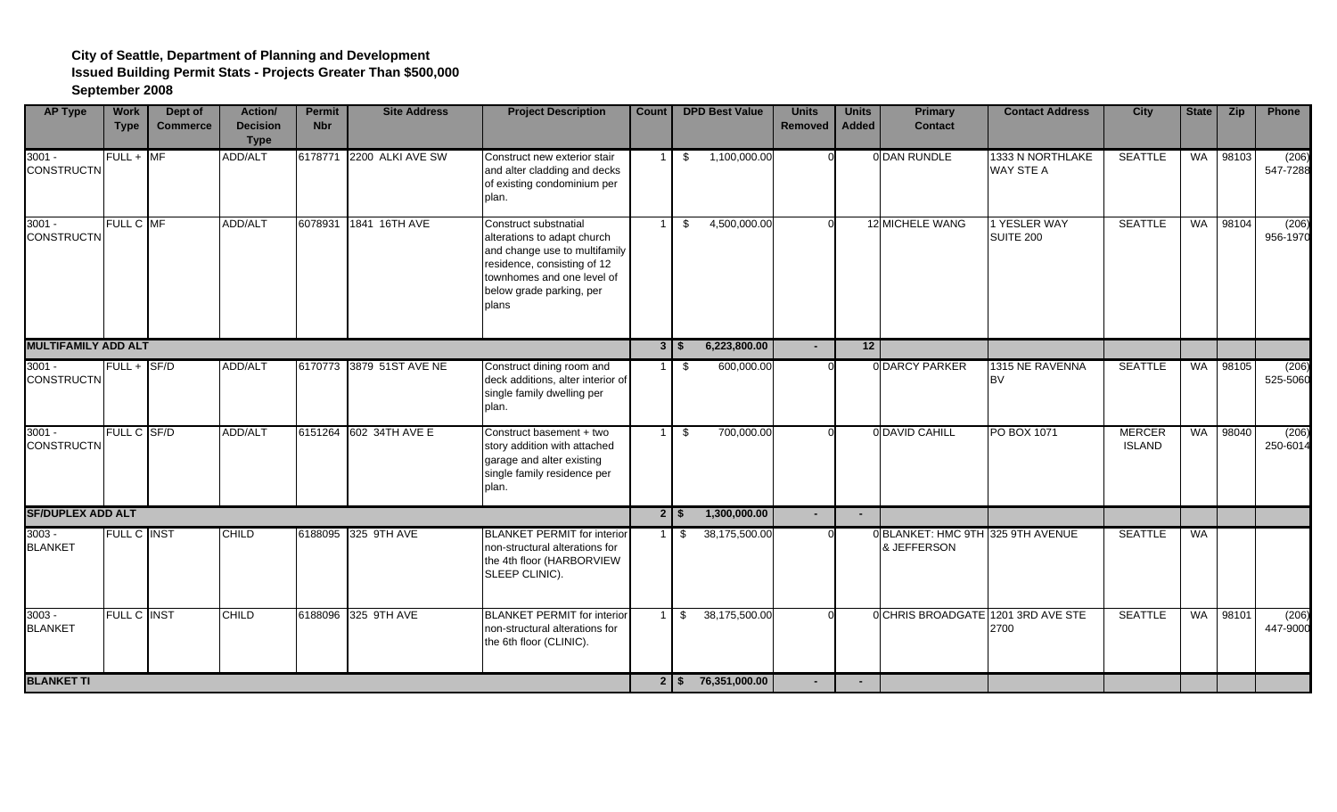**City of Seattle, Department of Planning and Development**
**Issued Building Permit Stats - Projects Greater Than $500,000**
**September 2008**

| AP Type | Work Type | Dept of Commerce | Action/ Decision Type | Permit Nbr | Site Address | Project Description | Count | DPD Best Value | Units Removed | Units Added | Primary Contact | Contact Address | City | State | Zip | Phone |
|---|---|---|---|---|---|---|---|---|---|---|---|---|---|---|---|---|
| 3001 - CONSTRUCTN | FULL + | MF | ADD/ALT | 6178771 | 2200 ALKI AVE SW | Construct new exterior stair and alter cladding and decks of existing condominium per plan. | 1 | $ 1,100,000.00 | 0 | 0 | DAN RUNDLE | 1333 N NORTHLAKE WAY STE A | SEATTLE | WA | 98103 | (206) 547-7288 |
| 3001 - CONSTRUCTN | FULL C | MF | ADD/ALT | 6078931 | 1841 16TH AVE | Construct substnatial alterations to adapt church and change use to multifamily residence, consisting of 12 townhomes and one level of below grade parking, per plans | 1 | $ 4,500,000.00 | 0 | 12 | MICHELE WANG | 1 YESLER WAY SUITE 200 | SEATTLE | WA | 98104 | (206) 956-1970 |
| **MULTIFAMILY ADD ALT** | | | | | | | **3** | **$ 6,223,800.00** | **-** | **12** | | | | | | |
| 3001 - CONSTRUCTN | FULL + | SF/D | ADD/ALT | 6170773 | 3879 51ST AVE NE | Construct dining room and deck additions, alter interior of single family dwelling per plan. | 1 | $ 600,000.00 | 0 | 0 | DARCY PARKER | 1315 NE RAVENNA BV | SEATTLE | WA | 98105 | (206) 525-5060 |
| 3001 - CONSTRUCTN | FULL C | SF/D | ADD/ALT | 6151264 | 602 34TH AVE E | Construct basement + two story addition with attached garage and alter existing single family residence per plan. | 1 | $ 700,000.00 | 0 | 0 | DAVID CAHILL | PO BOX 1071 | MERCER ISLAND | WA | 98040 | (206) 250-6014 |
| **SF/DUPLEX ADD ALT** | | | | | | | **2** | **$ 1,300,000.00** | **-** | **-** | | | | | | |
| 3003 - BLANKET | FULL C | INST | CHILD | 6188095 | 325 9TH AVE | BLANKET PERMIT for interior non-structural alterations for the 4th floor (HARBORVIEW SLEEP CLINIC). | 1 | $ 38,175,500.00 | 0 | 0 | BLANKET: HMC 9TH & JEFFERSON | 325 9TH AVENUE | SEATTLE | WA | | |
| 3003 - BLANKET | FULL C | INST | CHILD | 6188096 | 325 9TH AVE | BLANKET PERMIT for interior non-structural alterations for the 6th floor (CLINIC). | 1 | $ 38,175,500.00 | 0 | 0 | CHRIS BROADGATE | 1201 3RD AVE STE 2700 | SEATTLE | WA | 98101 | (206) 447-9000 |
| **BLANKET TI** | | | | | | | **2** | **$ 76,351,000.00** | **-** | **-** | | | | | | |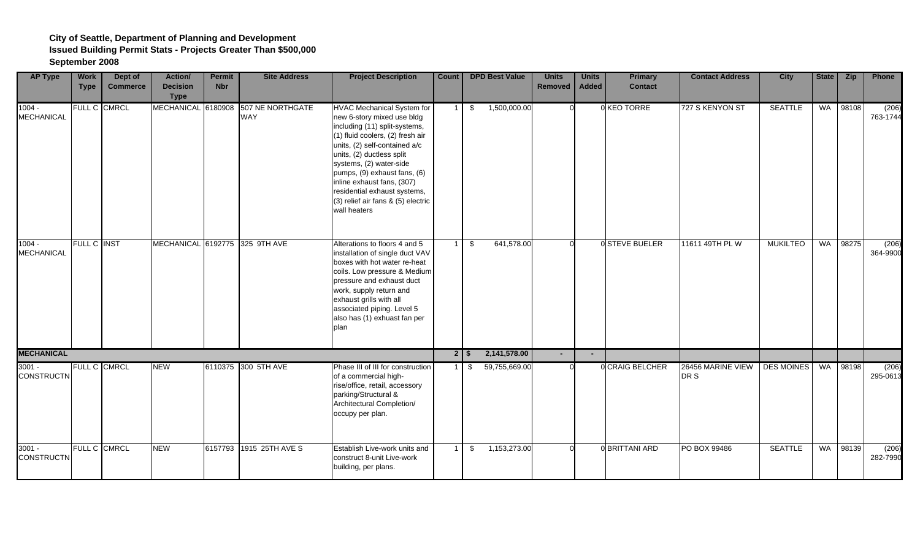**City of Seattle, Department of Planning and Development**
**Issued Building Permit Stats - Projects Greater Than $500,000**
**September 2008**

| AP Type | Work Type | Dept of Commerce | Action/ Decision Type | Permit Nbr | Site Address | Project Description | Count | DPD Best Value | Units Removed | Units Added | Primary Contact | Contact Address | City | State | Zip | Phone |
|---|---|---|---|---|---|---|---|---|---|---|---|---|---|---|---|---|
| 1004 - MECHANICAL | FULL C | CMRCL | MECHANICAL | 6180908 | 507 NE NORTHGATE WAY | HVAC Mechanical System for new 6-story mixed use bldg including (11) split-systems, (1) fluid coolers, (2) fresh air units, (2) self-contained a/c units, (2) ductless split systems, (2) water-side pumps, (9) exhaust fans, (6) inline exhaust fans, (307) residential exhaust systems, (3) relief air fans & (5) electric wall heaters | 1 | $ 1,500,000.00 | 0 | 0 | KEO TORRE | 727 S KENYON ST | SEATTLE | WA | 98108 | (206) 763-1744 |
| 1004 - MECHANICAL | FULL C | INST | MECHANICAL | 6192775 | 325 9TH AVE | Alterations to floors 4 and 5 installation of single duct VAV boxes with hot water re-heat coils. Low pressure & Medium pressure and exhaust duct work, supply return and exhaust grills with all associated piping. Level 5 also has (1) exhuast fan per plan | 1 | $ 641,578.00 | 0 | 0 | STEVE BUELER | 11611 49TH PL W | MUKILTEO | WA | 98275 | (206) 364-9900 |
| **MECHANICAL** | | | | | | | **2** | **$ 2,141,578.00** | **-** | **-** | | | | | | |
| 3001 - CONSTRUCTN | FULL C | CMRCL | NEW | 6110375 | 300 5TH AVE | Phase III of III for construction of a commercial high-rise/office, retail, accessory parking/Structural & Architectural Completion/ occupy per plan. | 1 | $ 59,755,669.00 | 0 | 0 | CRAIG BELCHER | 26456 MARINE VIEW DR S | DES MOINES | WA | 98198 | (206) 295-0613 |
| 3001 - CONSTRUCTN | FULL C | CMRCL | NEW | 6157793 | 1915 25TH AVE S | Establish Live-work units and construct 8-unit Live-work building, per plans. | 1 | $ 1,153,273.00 | 0 | 0 | BRITTANI ARD | PO BOX 99486 | SEATTLE | WA | 98139 | (206) 282-7990 |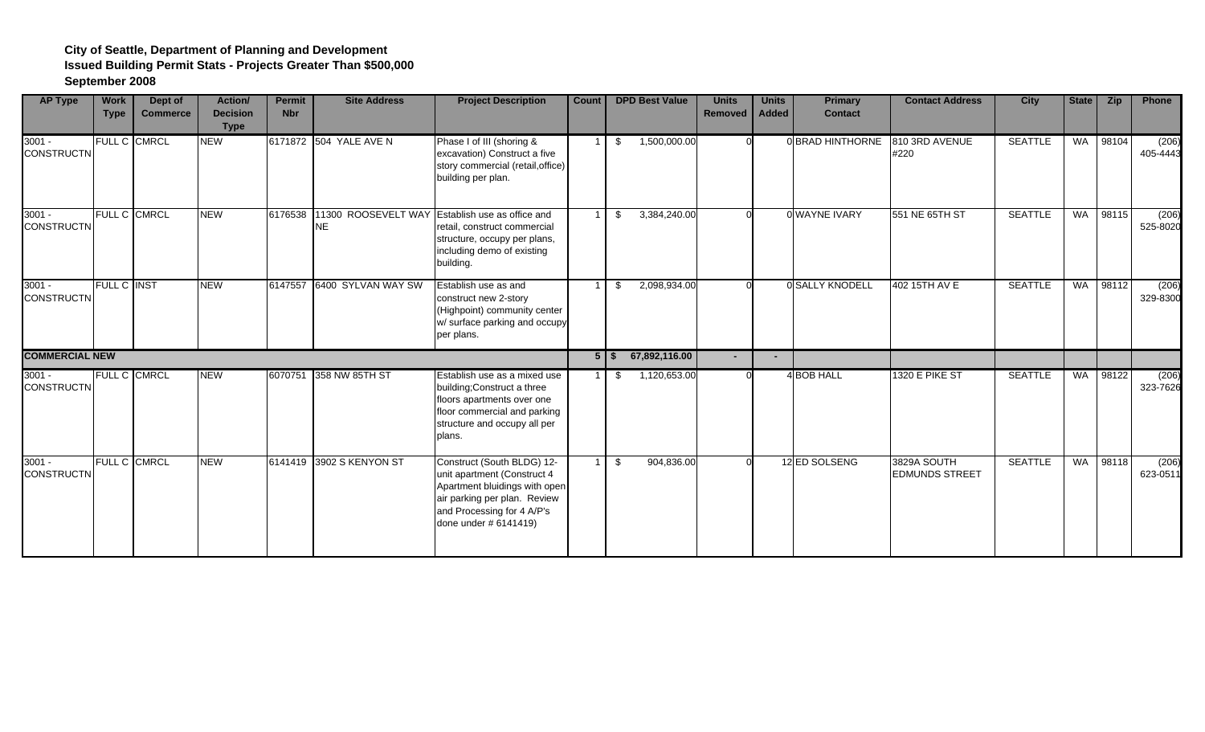**City of Seattle, Department of Planning and Development**
**Issued Building Permit Stats - Projects Greater Than $500,000**
**September 2008**

| AP Type | Work Type | Dept of Commerce | Action/ Decision Type | Permit Nbr | Site Address | Project Description | Count | DPD Best Value | Units Removed | Units Added | Primary Contact | Contact Address | City | State | Zip | Phone |
|---|---|---|---|---|---|---|---|---|---|---|---|---|---|---|---|---|
| 3001 - CONSTRUCTN | FULL C | CMRCL | NEW | 6171872 | 504 YALE AVE N | Phase I of III (shoring & excavation) Construct a five story commercial (retail,office) building per plan. | 1 | $ 1,500,000.00 | 0 | 0 | BRAD HINTHORNE | 810 3RD AVENUE #220 | SEATTLE | WA | 98104 | (206) 405-4443 |
| 3001 - CONSTRUCTN | FULL C | CMRCL | NEW | 6176538 | 11300 ROOSEVELT WAY NE | Establish use as office and retail, construct commercial structure, occupy per plans, including demo of existing building. | 1 | $ 3,384,240.00 | 0 | 0 | WAYNE IVARY | 551 NE 65TH ST | SEATTLE | WA | 98115 | (206) 525-8020 |
| 3001 - CONSTRUCTN | FULL C | INST | NEW | 6147557 | 6400 SYLVAN WAY SW | Establish use as and construct new 2-story (Highpoint) community center w/ surface parking and occupy per plans. | 1 | $ 2,098,934.00 | 0 | 0 | SALLY KNODELL | 402 15TH AV E | SEATTLE | WA | 98112 | (206) 329-8300 |
| **COMMERCIAL NEW** | | | | | | | **5** | **$ 67,892,116.00** | **-** | **-** | | | | | | |
| 3001 - CONSTRUCTN | FULL C | CMRCL | NEW | 6070751 | 358 NW 85TH ST | Establish use as a mixed use building;Construct a three floors apartments over one floor commercial and parking structure and occupy all per plans. | 1 | $ 1,120,653.00 | 0 | 4 | BOB HALL | 1320 E PIKE ST | SEATTLE | WA | 98122 | (206) 323-7626 |
| 3001 - CONSTRUCTN | FULL C | CMRCL | NEW | 6141419 | 3902 S KENYON ST | Construct (South BLDG) 12-unit apartment (Construct 4 Apartment bluidings with open air parking per plan. Review and Processing for 4 A/P's done under # 6141419) | 1 | $ 904,836.00 | 0 | 12 | ED SOLSENG | 3829A SOUTH EDMUNDS STREET | SEATTLE | WA | 98118 | (206) 623-0511 |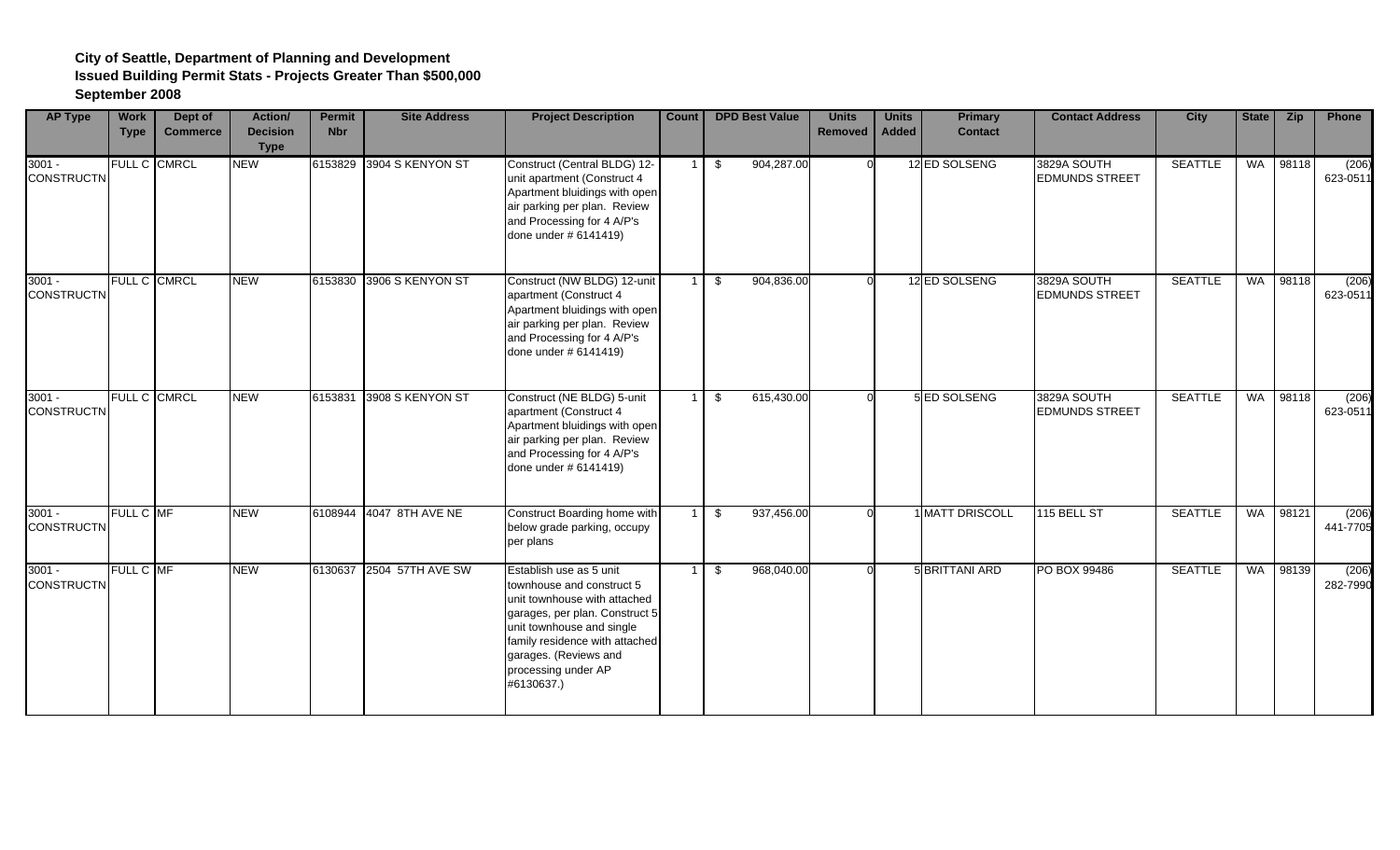**City of Seattle, Department of Planning and Development**
**Issued Building Permit Stats - Projects Greater Than $500,000**
**September 2008**

| AP Type | Work Type | Dept of Commerce | Action/ Decision Type | Permit Nbr | Site Address | Project Description | Count | DPD Best Value | Units Removed | Units Added | Primary Contact | Contact Address | City | State | Zip | Phone |
|---|---|---|---|---|---|---|---|---|---|---|---|---|---|---|---|---|
| 3001 - CONSTRUCTN | FULL C | CMRCL | NEW | 6153829 | 3904 S KENYON ST | Construct (Central BLDG) 12-unit apartment (Construct 4 Apartment bluidings with open air parking per plan. Review and Processing for 4 A/P's done under # 6141419) | 1 | $ 904,287.00 | 0 | 12 | ED SOLSENG | 3829A SOUTH EDMUNDS STREET | SEATTLE | WA | 98118 | (206) 623-0511 |
| 3001 - CONSTRUCTN | FULL C | CMRCL | NEW | 6153830 | 3906 S KENYON ST | Construct (NW BLDG) 12-unit apartment (Construct 4 Apartment bluidings with open air parking per plan. Review and Processing for 4 A/P's done under # 6141419) | 1 | $ 904,836.00 | 0 | 12 | ED SOLSENG | 3829A SOUTH EDMUNDS STREET | SEATTLE | WA | 98118 | (206) 623-0511 |
| 3001 - CONSTRUCTN | FULL C | CMRCL | NEW | 6153831 | 3908 S KENYON ST | Construct (NE BLDG) 5-unit apartment (Construct 4 Apartment bluidings with open air parking per plan. Review and Processing for 4 A/P's done under # 6141419) | 1 | $ 615,430.00 | 0 | 5 | ED SOLSENG | 3829A SOUTH EDMUNDS STREET | SEATTLE | WA | 98118 | (206) 623-0511 |
| 3001 - CONSTRUCTN | FULL C | MF | NEW | 6108944 | 4047 8TH AVE NE | Construct Boarding home with below grade parking, occupy per plans | 1 | $ 937,456.00 | 0 | 1 | MATT DRISCOLL | 115 BELL ST | SEATTLE | WA | 98121 | (206) 441-7705 |
| 3001 - CONSTRUCTN | FULL C | MF | NEW | 6130637 | 2504 57TH AVE SW | Establish use as 5 unit townhouse and construct 5 unit townhouse with attached garages, per plan. Construct 5 unit townhouse and single family residence with attached garages. (Reviews and processing under AP #6130637.) | 1 | $ 968,040.00 | 0 | 5 | BRITTANI ARD | PO BOX 99486 | SEATTLE | WA | 98139 | (206) 282-7990 |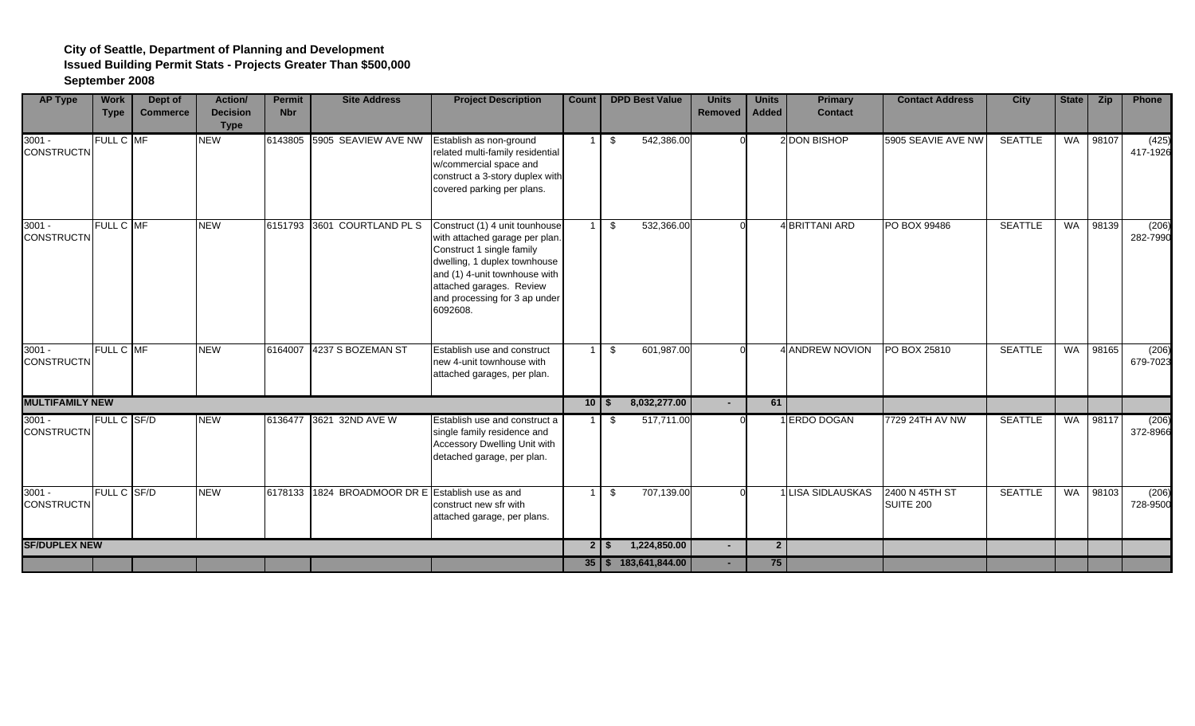**City of Seattle, Department of Planning and Development**
**Issued Building Permit Stats - Projects Greater Than $500,000**
**September 2008**

| AP Type | Work Type | Dept of Commerce | Action/ Decision Type | Permit Nbr | Site Address | Project Description | Count | DPD Best Value | Units Removed | Units Added | Primary Contact | Contact Address | City | State | Zip | Phone |
|---|---|---|---|---|---|---|---|---|---|---|---|---|---|---|---|---|
| 3001 - CONSTRUCTN | FULL C | MF | NEW | 6143805 | 5905 SEAVIEW AVE NW | Establish as non-ground related multi-family residential w/commercial space and construct a 3-story duplex with covered parking per plans. | 1 | $ 542,386.00 | 0 | 2 | DON BISHOP | 5905 SEAVIE AVE NW | SEATTLE | WA | 98107 | (425) 417-1926 |
| 3001 - CONSTRUCTN | FULL C | MF | NEW | 6151793 | 3601 COURTLAND PL S | Construct (1) 4 unit tounhouse with attached garage per plan. Construct 1 single family dwelling, 1 duplex townhouse and (1) 4-unit townhouse with attached garages. Review and processing for 3 ap under 6092608. | 1 | $ 532,366.00 | 0 | 4 | BRITTANI ARD | PO BOX 99486 | SEATTLE | WA | 98139 | (206) 282-7990 |
| 3001 - CONSTRUCTN | FULL C | MF | NEW | 6164007 | 4237 S BOZEMAN ST | Establish use and construct new 4-unit townhouse with attached garages, per plan. | 1 | $ 601,987.00 | 0 | 4 | ANDREW NOVION | PO BOX 25810 | SEATTLE | WA | 98165 | (206) 679-7023 |
| **MULTIFAMILY NEW** | | | | | | | **10** | **$ 8,032,277.00** | **-** | **61** | | | | | | |
| 3001 - CONSTRUCTN | FULL C | SF/D | NEW | 6136477 | 3621 32ND AVE W | Establish use and construct a single family residence and Accessory Dwelling Unit with detached garage, per plan. | 1 | $ 517,711.00 | 0 | 1 | ERDO DOGAN | 7729 24TH AV NW | SEATTLE | WA | 98117 | (206) 372-8966 |
| 3001 - CONSTRUCTN | FULL C | SF/D | NEW | 6178133 | 1824 BROADMOOR DR E | Establish use as and construct new sfr with attached garage, per plans. | 1 | $ 707,139.00 | 0 | 1 | LISA SIDLAUSKAS | 2400 N 45TH ST SUITE 200 | SEATTLE | WA | 98103 | (206) 728-9500 |
| **SF/DUPLEX NEW** | | | | | | | **2** | **$ 1,224,850.00** | **-** | **2** | | | | | | |
| | | | | | | | **35** | **$ 183,641,844.00** | **-** | **75** | | | | | | |